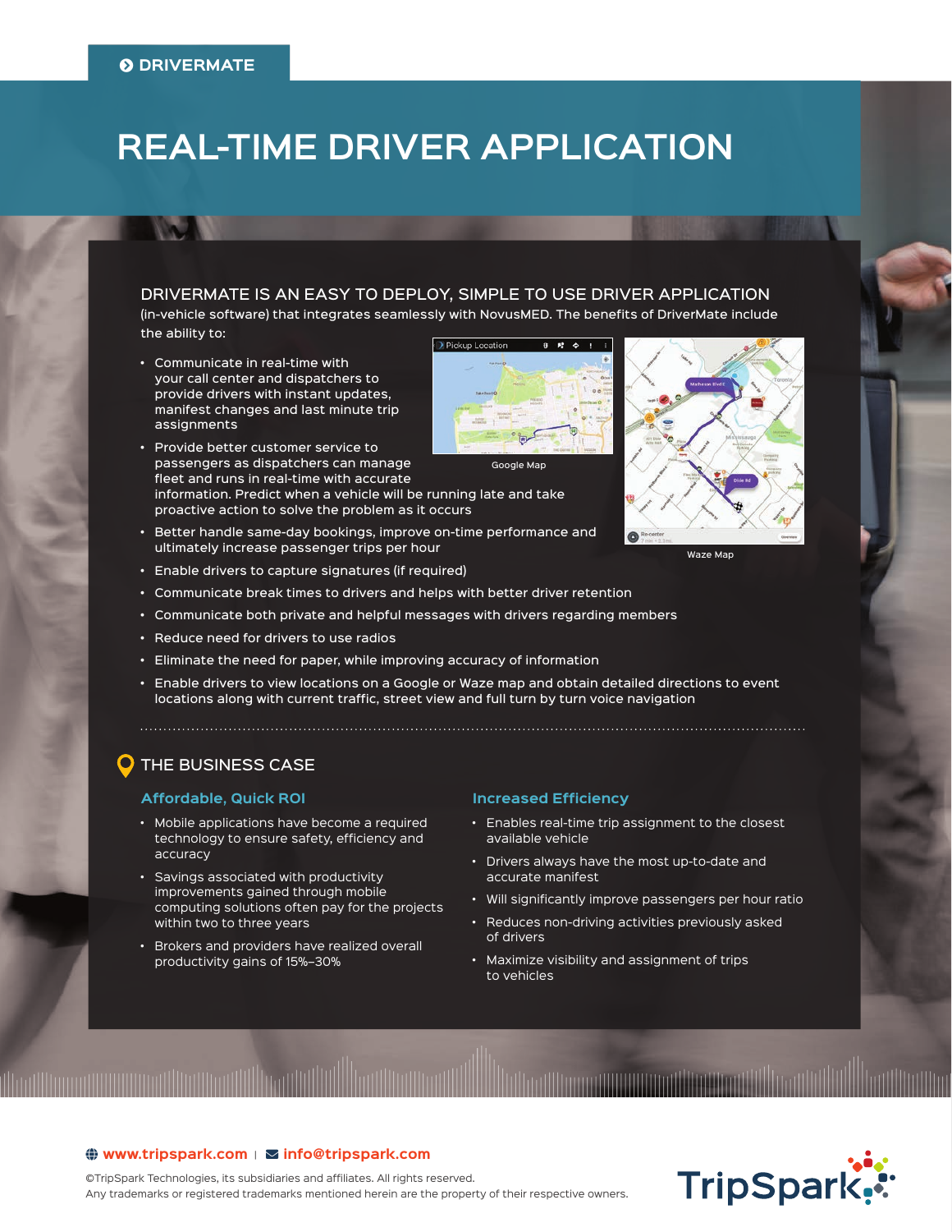DRIVERMATE

# REAL-TIME DRIVER APPLICATION

## DRIVERMATE IS AN EASY TO DEPLOY, SIMPLE TO USE DRIVER APPLICATION

(in-vehicle software) that integrates seamlessly with NovusMED. The benefits of DriverMate include the ability to:

- Communicate in real-time with your call center and dispatchers to provide drivers with instant updates, manifest changes and last minute trip assignments
- Provide better customer service to passengers as dispatchers can manage fleet and runs in real-time with accurate information. Predict when a vehicle will be running late and take proactive action to solve the problem as it occurs
- Better handle same-day bookings, improve on-time performance and ultimately increase passenger trips per hour
- Enable drivers to capture signatures (if required)
- Communicate break times to drivers and helps with better driver retention
- Communicate both private and helpful messages with drivers regarding members
- Reduce need for drivers to use radios
- Eliminate the need for paper, while improving accuracy of information
- Enable drivers to view locations on a Google or Waze map and obtain detailed directions to event locations along with current traffic, street view and full turn by turn voice navigation

Google Map

Waze Map

## THE BUSINESS CASE

### Affordable, Quick ROI

- Mobile applications have become a required technology to ensure safety, efficiency and accuracy
- Savings associated with productivity improvements gained through mobile computing solutions often pay for the projects within two to three years
- Brokers and providers have realized overall productivity gains of 15%–30%

### Increased Efficiency

- Enables real-time trip assignment to the closest available vehicle
- Drivers always have the most up-to-date and accurate manifest
- Will significantly improve passengers per hour ratio
- Reduces non-driving activities previously asked of drivers
- Maximize visibility and assignment of trips to vehicles

www.tripspark.com | info@tripspark.com

©TripSpark Technologies, its subsidiaries and affiliates. All rights reserved.
Any trademarks or registered trademarks mentioned herein are the property of their respective owners.

TripSpark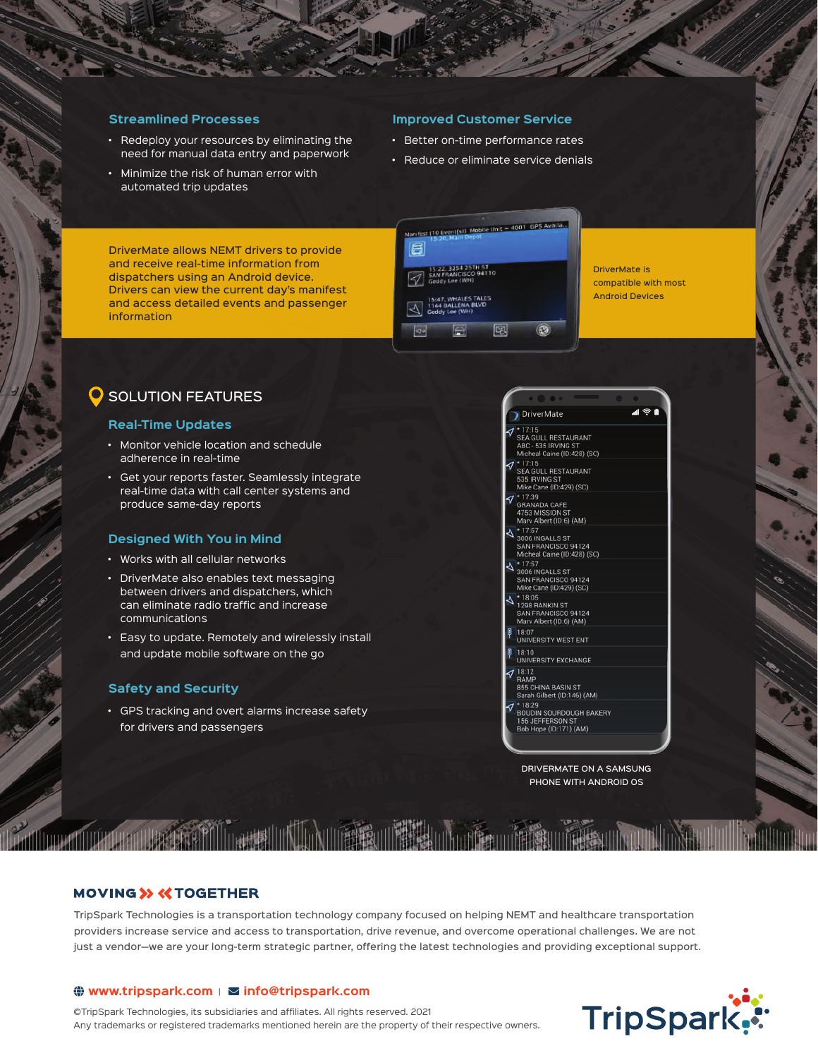## Streamlined Processes

- Redeploy your resources by eliminating the need for manual data entry and paperwork
- Minimize the risk of human error with automated trip updates

## Improved Customer Service

- Better on-time performance rates
- Reduce or eliminate service denials

DriverMate allows NEMT drivers to provide and receive real-time information from dispatchers using an Android device. Drivers can view the current day's manifest and access detailed events and passenger information

DriverMate is compatible with most Android Devices

## SOLUTION FEATURES

### Real-Time Updates

- Monitor vehicle location and schedule adherence in real-time
- Get your reports faster. Seamlessly integrate real-time data with call center systems and produce same-day reports

### Designed With You in Mind

- Works with all cellular networks
- DriverMate also enables text messaging between drivers and dispatchers, which can eliminate radio traffic and increase communications
- Easy to update. Remotely and wirelessly install and update mobile software on the go

### Safety and Security

- GPS tracking and overt alarms increase safety for drivers and passengers

DRIVERMATE ON A SAMSUNG PHONE WITH ANDROID OS

## MOVING » « TOGETHER

TripSpark Technologies is a transportation technology company focused on helping NEMT and healthcare transportation providers increase service and access to transportation, drive revenue, and overcome operational challenges. We are not just a vendor—we are your long-term strategic partner, offering the latest technologies and providing exceptional support.

www.tripspark.com | info@tripspark.com

©TripSpark Technologies, its subsidiaries and affiliates. All rights reserved. 2021
Any trademarks or registered trademarks mentioned herein are the property of their respective owners.

TripSpark